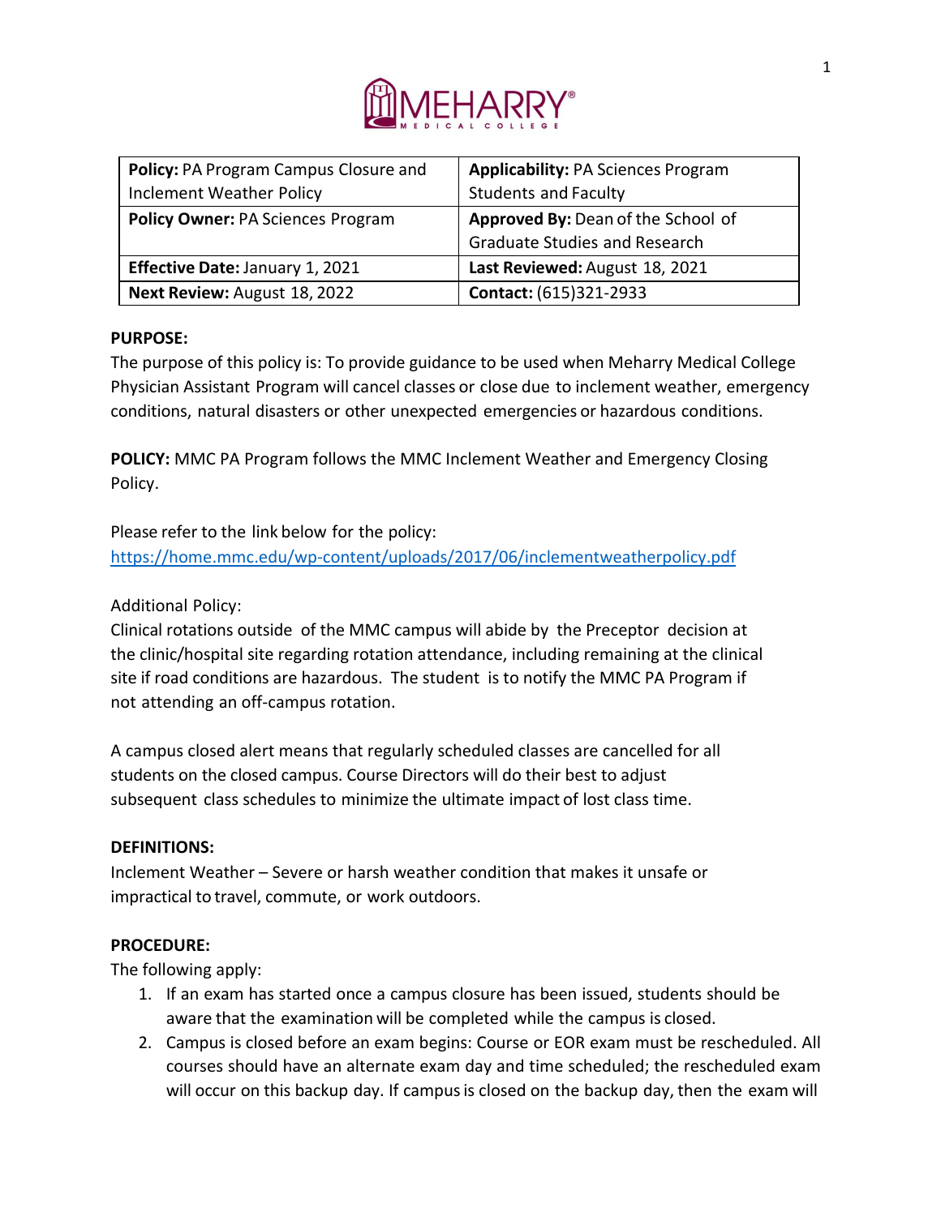| **Policy:** PA Program Campus Closure and Inclement Weather Policy | **Applicability:** PA Sciences Program Students and Faculty |
|---|---|
| **Policy Owner:** PA Sciences Program | **Approved By:** Dean of the School of Graduate Studies and Research |
| **Effective Date:** January 1, 2021 | **Last Reviewed:** August 18, 2021 |
| **Next Review:** August 18, 2022 | **Contact:** (615)321-2933 |

**PURPOSE:**

The purpose of this policy is: To provide guidance to be used when Meharry Medical College Physician Assistant Program will cancel classes or close due to inclement weather, emergency conditions, natural disasters or other unexpected emergencies or hazardous conditions.

**POLICY:** MMC PA Program follows the MMC Inclement Weather and Emergency Closing Policy.

Please refer to the link below for the policy:
https://home.mmc.edu/wp-content/uploads/2017/06/inclementweatherpolicy.pdf

Additional Policy:

Clinical rotations outside of the MMC campus will abide by the Preceptor decision at the clinic/hospital site regarding rotation attendance, including remaining at the clinical site if road conditions are hazardous. The student is to notify the MMC PA Program if not attending an off-campus rotation.

A campus closed alert means that regularly scheduled classes are cancelled for all students on the closed campus. Course Directors will do their best to adjust subsequent class schedules to minimize the ultimate impact of lost class time.

**DEFINITIONS:**

Inclement Weather – Severe or harsh weather condition that makes it unsafe or impractical to travel, commute, or work outdoors.

**PROCEDURE:**

The following apply:

1. If an exam has started once a campus closure has been issued, students should be aware that the examination will be completed while the campus is closed.
2. Campus is closed before an exam begins: Course or EOR exam must be rescheduled. All courses should have an alternate exam day and time scheduled; the rescheduled exam will occur on this backup day. If campus is closed on the backup day, then the exam will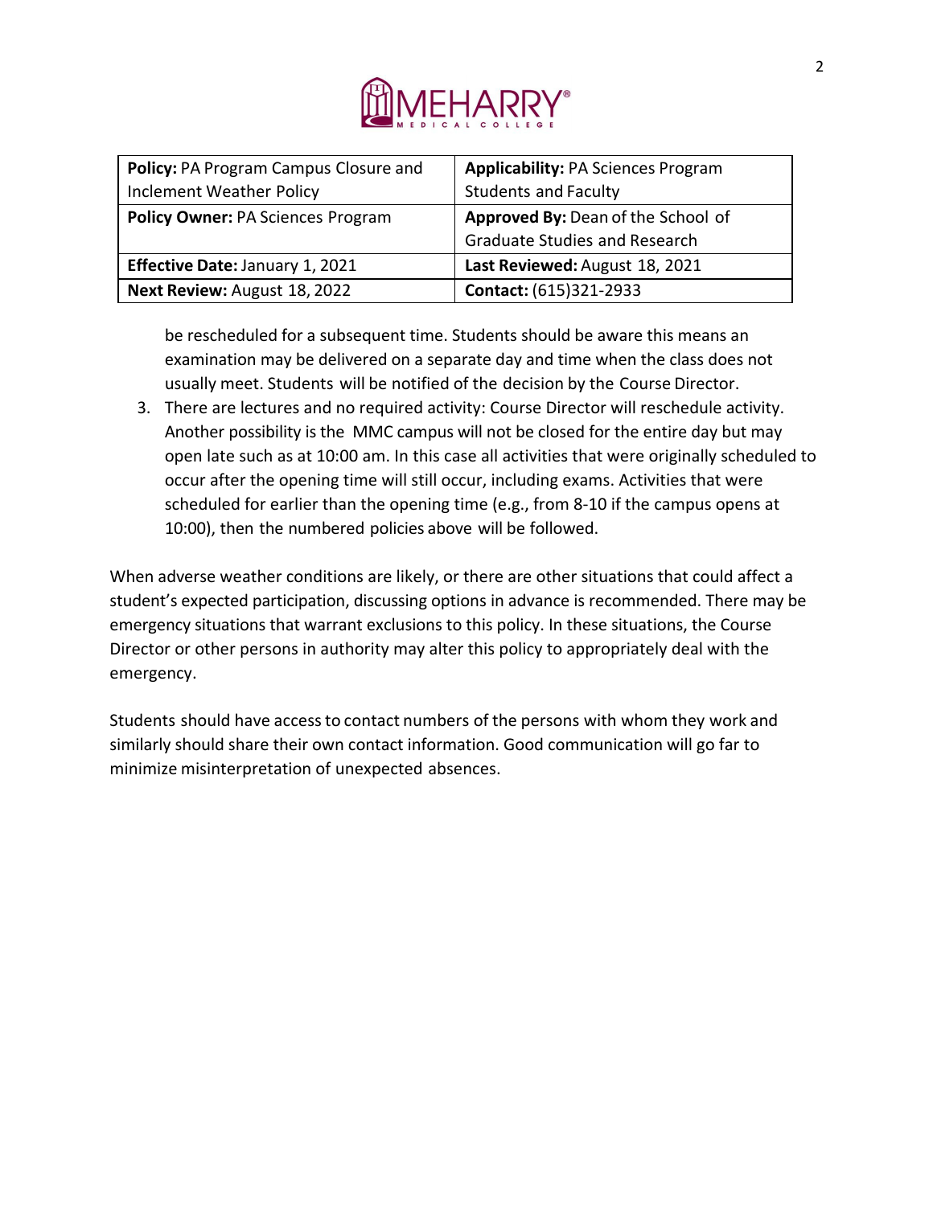| | |
|---|---|
| **Policy:** PA Program Campus Closure and Inclement Weather Policy | **Applicability:** PA Sciences Program Students and Faculty |
| **Policy Owner:** PA Sciences Program | **Approved By:** Dean of the School of Graduate Studies and Research |
| **Effective Date:** January 1, 2021 | **Last Reviewed:** August 18, 2021 |
| **Next Review:** August 18, 2022 | **Contact:** (615)321-2933 |

be rescheduled for a subsequent time. Students should be aware this means an examination may be delivered on a separate day and time when the class does not usually meet. Students will be notified of the decision by the Course Director.

3. There are lectures and no required activity: Course Director will reschedule activity. Another possibility is the MMC campus will not be closed for the entire day but may open late such as at 10:00 am. In this case all activities that were originally scheduled to occur after the opening time will still occur, including exams. Activities that were scheduled for earlier than the opening time (e.g., from 8-10 if the campus opens at 10:00), then the numbered policies above will be followed.

When adverse weather conditions are likely, or there are other situations that could affect a student's expected participation, discussing options in advance is recommended. There may be emergency situations that warrant exclusions to this policy. In these situations, the Course Director or other persons in authority may alter this policy to appropriately deal with the emergency.

Students should have access to contact numbers of the persons with whom they work and similarly should share their own contact information. Good communication will go far to minimize misinterpretation of unexpected absences.